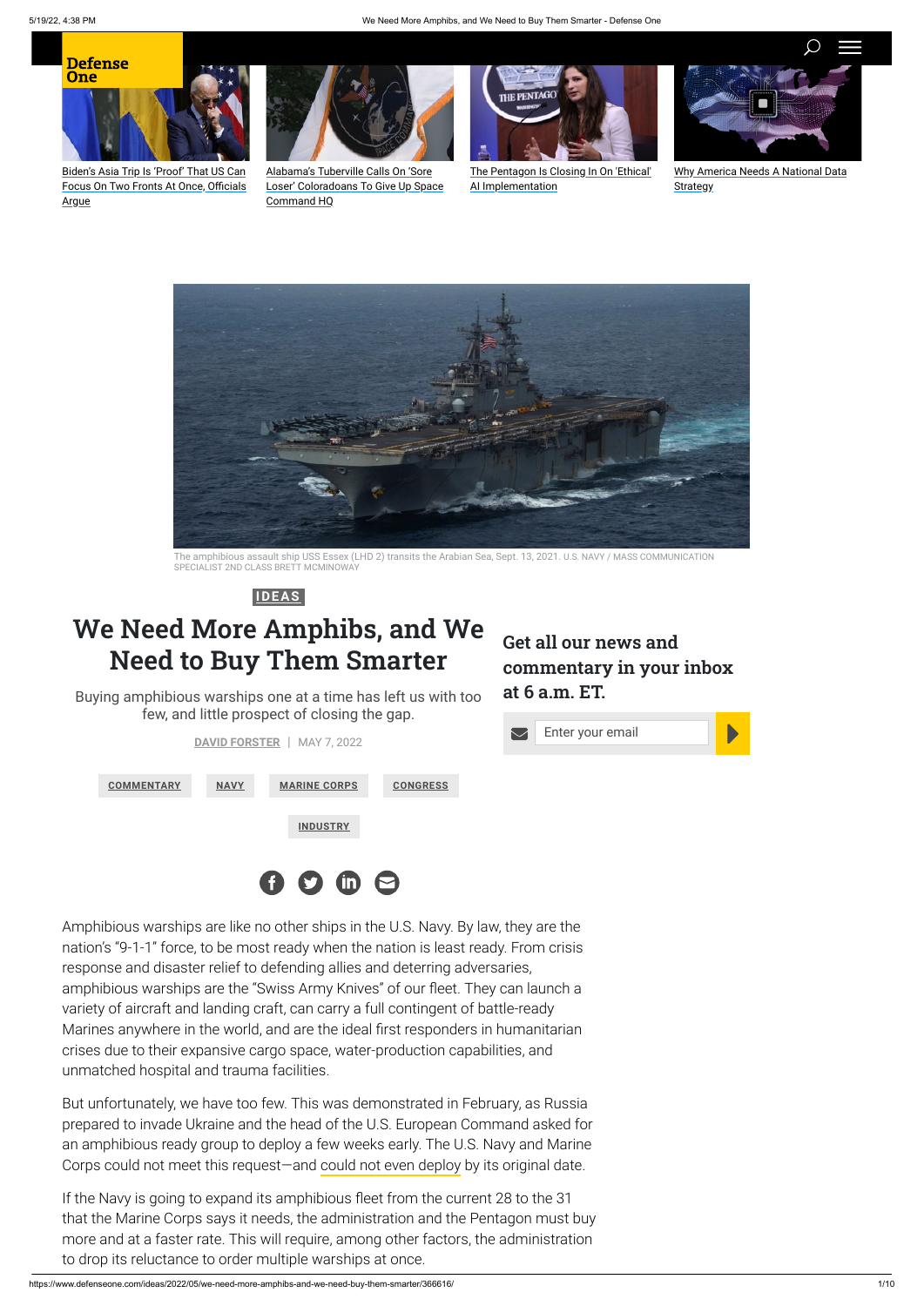# We Need More Amphibs, and We Need to Buy Them Smarter

Buying amphibious warships one at a time has left us with too few, and little prospect of closing the gap.

The amphibious assault ship USS Essex (LHD 2) transits the Arabian Sea, Sept. 13, 2021. U.S. NAVY / MASS COMMUNICATION SPECIALIST 2ND CLASS BRETT MCMINOWAY

IDEAS

DAVID FORSTER | MAY 7, 2022

COMMENTARY | NAVY | MARINE CORPS | CONGRESS | INDUSTRY

Amphibious warships are like no other ships in the U.S. Navy. By law, they are the nation's "9-1-1" force, to be most ready when the nation is least ready. From crisis response and disaster relief to defending allies and deterring adversaries, amphibious warships are the "Swiss Army Knives" of our fleet. They can launch a variety of aircraft and landing craft, can carry a full contingent of battle-ready Marines anywhere in the world, and are the ideal first responders in humanitarian crises due to their expansive cargo space, water-production capabilities, and unmatched hospital and trauma facilities.

But unfortunately, we have too few. This was demonstrated in February, as Russia prepared to invade Ukraine and the head of the U.S. European Command asked for an amphibious ready group to deploy a few weeks early. The U.S. Navy and Marine Corps could not meet this request—and could not even deploy by its original date.

If the Navy is going to expand its amphibious fleet from the current 28 to the 31 that the Marine Corps says it needs, the administration and the Pentagon must buy more and at a faster rate. This will require, among other factors, the administration to drop its reluctance to order multiple warships at once.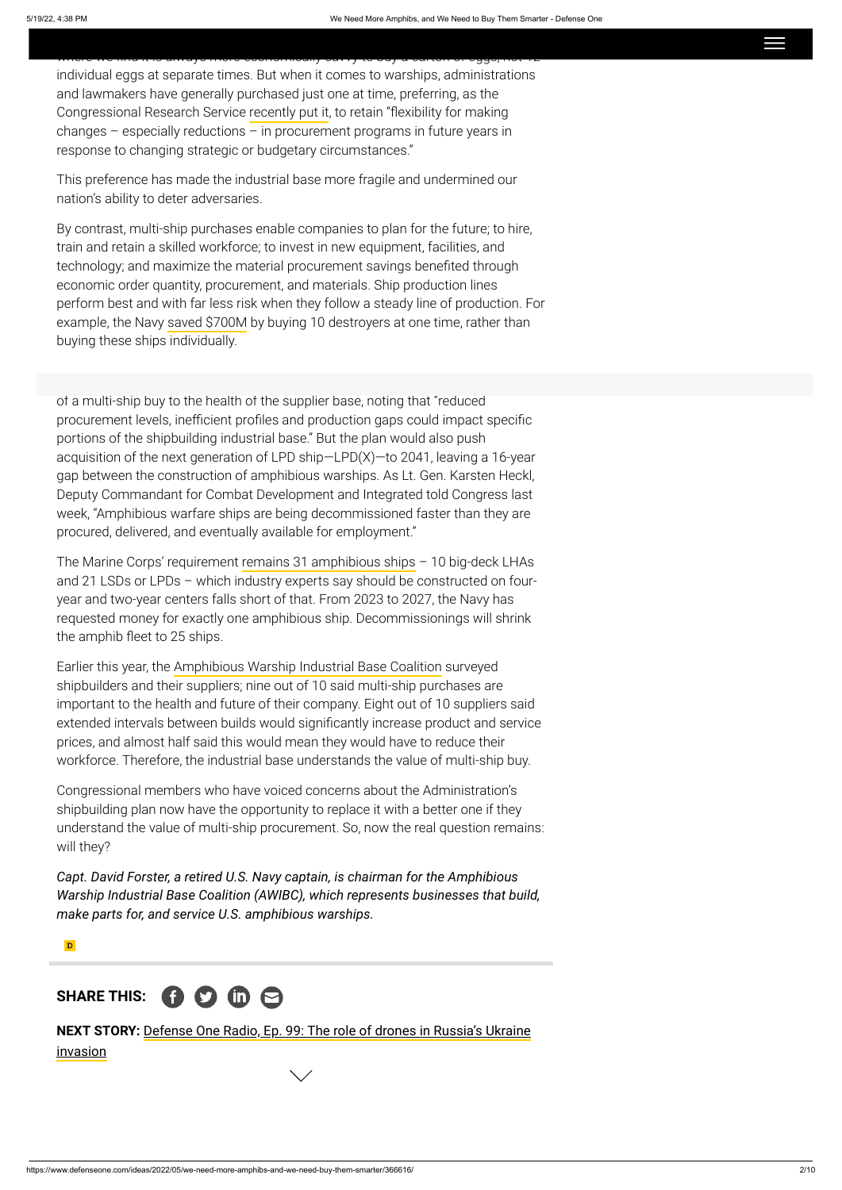individual eggs at separate times. But when it comes to warships, administrations and lawmakers have generally purchased just one at time, preferring, as the Congressional Research Service recently put it, to retain "flexibility for making changes – especially reductions – in procurement programs in future years in response to changing strategic or budgetary circumstances."

This preference has made the industrial base more fragile and undermined our nation's ability to deter adversaries.

By contrast, multi-ship purchases enable companies to plan for the future; to hire, train and retain a skilled workforce; to invest in new equipment, facilities, and technology; and maximize the material procurement savings benefited through economic order quantity, procurement, and materials. Ship production lines perform best and with far less risk when they follow a steady line of production. For example, the Navy saved $700M by buying 10 destroyers at one time, rather than buying these ships individually.

of a multi-ship buy to the health of the supplier base, noting that "reduced procurement levels, inefficient profiles and production gaps could impact specific portions of the shipbuilding industrial base." But the plan would also push acquisition of the next generation of LPD ship—LPD(X)—to 2041, leaving a 16-year gap between the construction of amphibious warships. As Lt. Gen. Karsten Heckl, Deputy Commandant for Combat Development and Integrated told Congress last week, "Amphibious warfare ships are being decommissioned faster than they are procured, delivered, and eventually available for employment."

The Marine Corps' requirement remains 31 amphibious ships – 10 big-deck LHAs and 21 LSDs or LPDs – which industry experts say should be constructed on four-year and two-year centers falls short of that. From 2023 to 2027, the Navy has requested money for exactly one amphibious ship. Decommissionings will shrink the amphib fleet to 25 ships.

Earlier this year, the Amphibious Warship Industrial Base Coalition surveyed shipbuilders and their suppliers; nine out of 10 said multi-ship purchases are important to the health and future of their company. Eight out of 10 suppliers said extended intervals between builds would significantly increase product and service prices, and almost half said this would mean they would have to reduce their workforce. Therefore, the industrial base understands the value of multi-ship buy.

Congressional members who have voiced concerns about the Administration's shipbuilding plan now have the opportunity to replace it with a better one if they understand the value of multi-ship procurement. So, now the real question remains: will they?

*Capt. David Forster, a retired U.S. Navy captain, is chairman for the Amphibious Warship Industrial Base Coalition (AWIBC), which represents businesses that build, make parts for, and service U.S. amphibious warships.*

**SHARE THIS:**

**NEXT STORY:** Defense One Radio, Ep. 99: The role of drones in Russia's Ukraine invasion